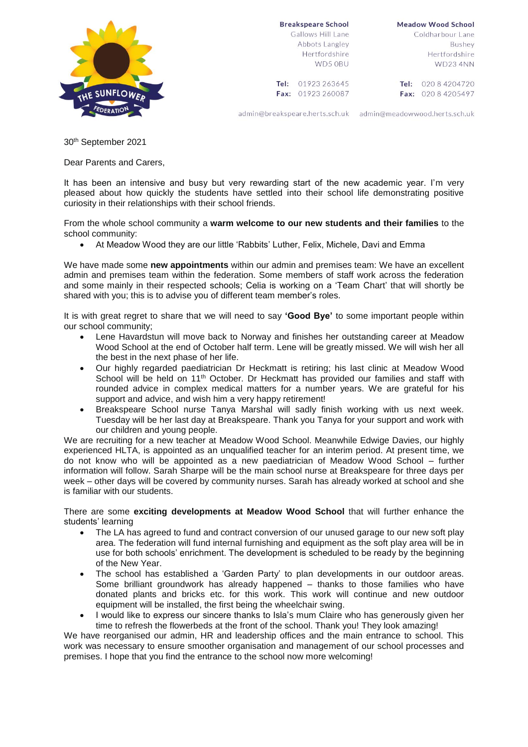**Breakspeare School**
Gallows Hill Lane
Abbots Langley
Hertfordshire
WD5 0BU

**Tel:** 01923 263645
**Fax:** 01923 260087

admin@breakspeare.herts.sch.uk

**Meadow Wood School**
Coldharbour Lane
Bushey
Hertfordshire
WD23 4NN

**Tel:** 020 8 4204720
**Fax:** 020 8 4205497

admin@meadowwood.herts.sch.uk

30th September 2021

Dear Parents and Carers,

It has been an intensive and busy but very rewarding start of the new academic year. I'm very pleased about how quickly the students have settled into their school life demonstrating positive curiosity in their relationships with their school friends.

From the whole school community a **warm welcome to our new students and their families** to the school community:

- At Meadow Wood they are our little 'Rabbits' Luther, Felix, Michele, Davi and Emma

We have made some **new appointments** within our admin and premises team: We have an excellent admin and premises team within the federation. Some members of staff work across the federation and some mainly in their respected schools; Celia is working on a 'Team Chart' that will shortly be shared with you; this is to advise you of different team member's roles.

It is with great regret to share that we will need to say **'Good Bye'** to some important people within our school community;

- Lene Havardstun will move back to Norway and finishes her outstanding career at Meadow Wood School at the end of October half term. Lene will be greatly missed. We will wish her all the best in the next phase of her life.
- Our highly regarded paediatrician Dr Heckmatt is retiring; his last clinic at Meadow Wood School will be held on 11th October. Dr Heckmatt has provided our families and staff with rounded advice in complex medical matters for a number years. We are grateful for his support and advice, and wish him a very happy retirement!
- Breakspeare School nurse Tanya Marshal will sadly finish working with us next week. Tuesday will be her last day at Breakspeare. Thank you Tanya for your support and work with our children and young people.

We are recruiting for a new teacher at Meadow Wood School. Meanwhile Edwige Davies, our highly experienced HLTA, is appointed as an unqualified teacher for an interim period. At present time, we do not know who will be appointed as a new paediatrician of Meadow Wood School – further information will follow. Sarah Sharpe will be the main school nurse at Breakspeare for three days per week – other days will be covered by community nurses. Sarah has already worked at school and she is familiar with our students.

There are some **exciting developments at Meadow Wood School** that will further enhance the students' learning

- The LA has agreed to fund and contract conversion of our unused garage to our new soft play area. The federation will fund internal furnishing and equipment as the soft play area will be in use for both schools' enrichment. The development is scheduled to be ready by the beginning of the New Year.
- The school has established a 'Garden Party' to plan developments in our outdoor areas. Some brilliant groundwork has already happened – thanks to those families who have donated plants and bricks etc. for this work. This work will continue and new outdoor equipment will be installed, the first being the wheelchair swing.
- I would like to express our sincere thanks to Isla's mum Claire who has generously given her time to refresh the flowerbeds at the front of the school. Thank you! They look amazing!

We have reorganised our admin, HR and leadership offices and the main entrance to school. This work was necessary to ensure smoother organisation and management of our school processes and premises. I hope that you find the entrance to the school now more welcoming!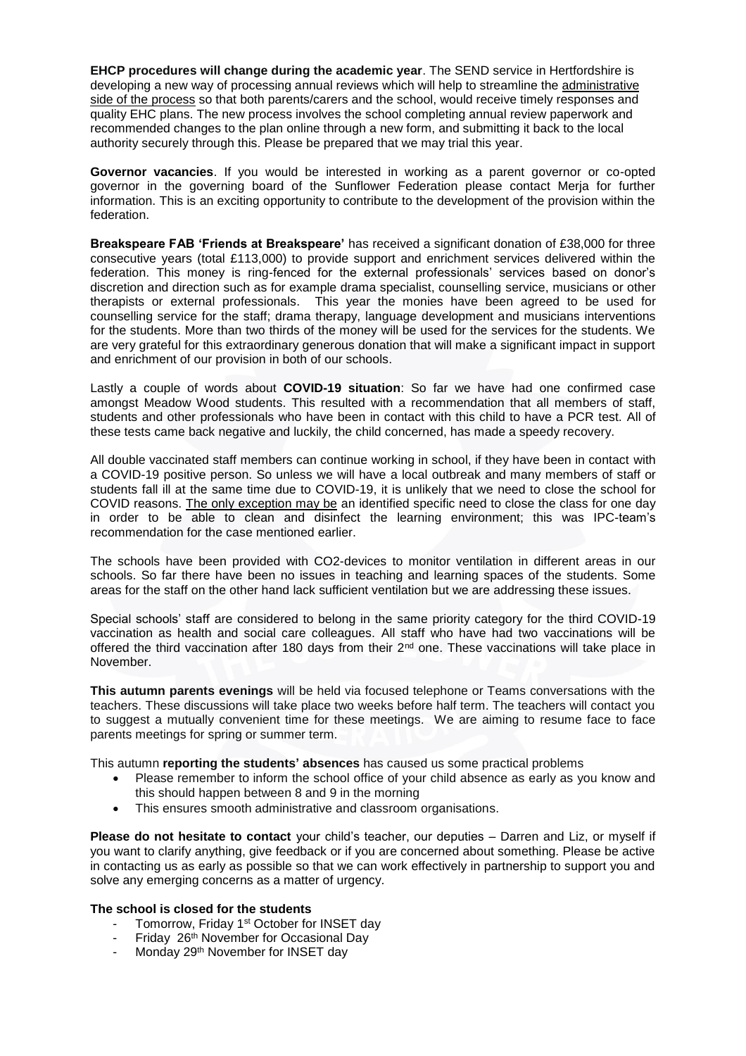**EHCP procedures will change during the academic year**. The SEND service in Hertfordshire is developing a new way of processing annual reviews which will help to streamline the administrative side of the process so that both parents/carers and the school, would receive timely responses and quality EHC plans. The new process involves the school completing annual review paperwork and recommended changes to the plan online through a new form, and submitting it back to the local authority securely through this. Please be prepared that we may trial this year.

**Governor vacancies**. If you would be interested in working as a parent governor or co-opted governor in the governing board of the Sunflower Federation please contact Merja for further information. This is an exciting opportunity to contribute to the development of the provision within the federation.

**Breakspeare FAB 'Friends at Breakspeare'** has received a significant donation of £38,000 for three consecutive years (total £113,000) to provide support and enrichment services delivered within the federation. This money is ring-fenced for the external professionals' services based on donor's discretion and direction such as for example drama specialist, counselling service, musicians or other therapists or external professionals. This year the monies have been agreed to be used for counselling service for the staff; drama therapy, language development and musicians interventions for the students. More than two thirds of the money will be used for the services for the students. We are very grateful for this extraordinary generous donation that will make a significant impact in support and enrichment of our provision in both of our schools.

Lastly a couple of words about **COVID-19 situation**: So far we have had one confirmed case amongst Meadow Wood students. This resulted with a recommendation that all members of staff, students and other professionals who have been in contact with this child to have a PCR test. All of these tests came back negative and luckily, the child concerned, has made a speedy recovery.

All double vaccinated staff members can continue working in school, if they have been in contact with a COVID-19 positive person. So unless we will have a local outbreak and many members of staff or students fall ill at the same time due to COVID-19, it is unlikely that we need to close the school for COVID reasons. The only exception may be an identified specific need to close the class for one day in order to be able to clean and disinfect the learning environment; this was IPC-team's recommendation for the case mentioned earlier.

The schools have been provided with CO2-devices to monitor ventilation in different areas in our schools. So far there have been no issues in teaching and learning spaces of the students. Some areas for the staff on the other hand lack sufficient ventilation but we are addressing these issues.

Special schools' staff are considered to belong in the same priority category for the third COVID-19 vaccination as health and social care colleagues. All staff who have had two vaccinations will be offered the third vaccination after 180 days from their 2nd one. These vaccinations will take place in November.

**This autumn parents evenings** will be held via focused telephone or Teams conversations with the teachers. These discussions will take place two weeks before half term. The teachers will contact you to suggest a mutually convenient time for these meetings. We are aiming to resume face to face parents meetings for spring or summer term.

This autumn **reporting the students' absences** has caused us some practical problems

- Please remember to inform the school office of your child absence as early as you know and this should happen between 8 and 9 in the morning
- This ensures smooth administrative and classroom organisations.

**Please do not hesitate to contact** your child's teacher, our deputies – Darren and Liz, or myself if you want to clarify anything, give feedback or if you are concerned about something. Please be active in contacting us as early as possible so that we can work effectively in partnership to support you and solve any emerging concerns as a matter of urgency.

**The school is closed for the students**

- Tomorrow, Friday 1st October for INSET day
- Friday 26th November for Occasional Day
- Monday 29th November for INSET day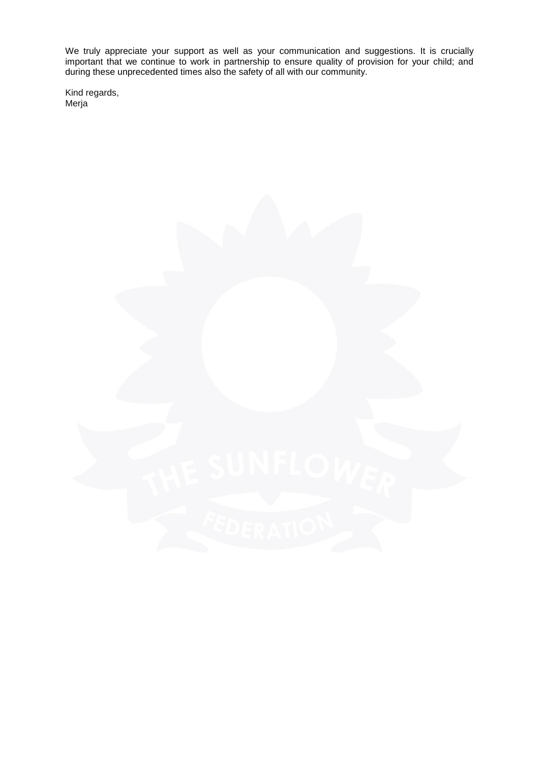We truly appreciate your support as well as your communication and suggestions. It is crucially important that we continue to work in partnership to ensure quality of provision for your child; and during these unprecedented times also the safety of all with our community.

Kind regards,
Merja